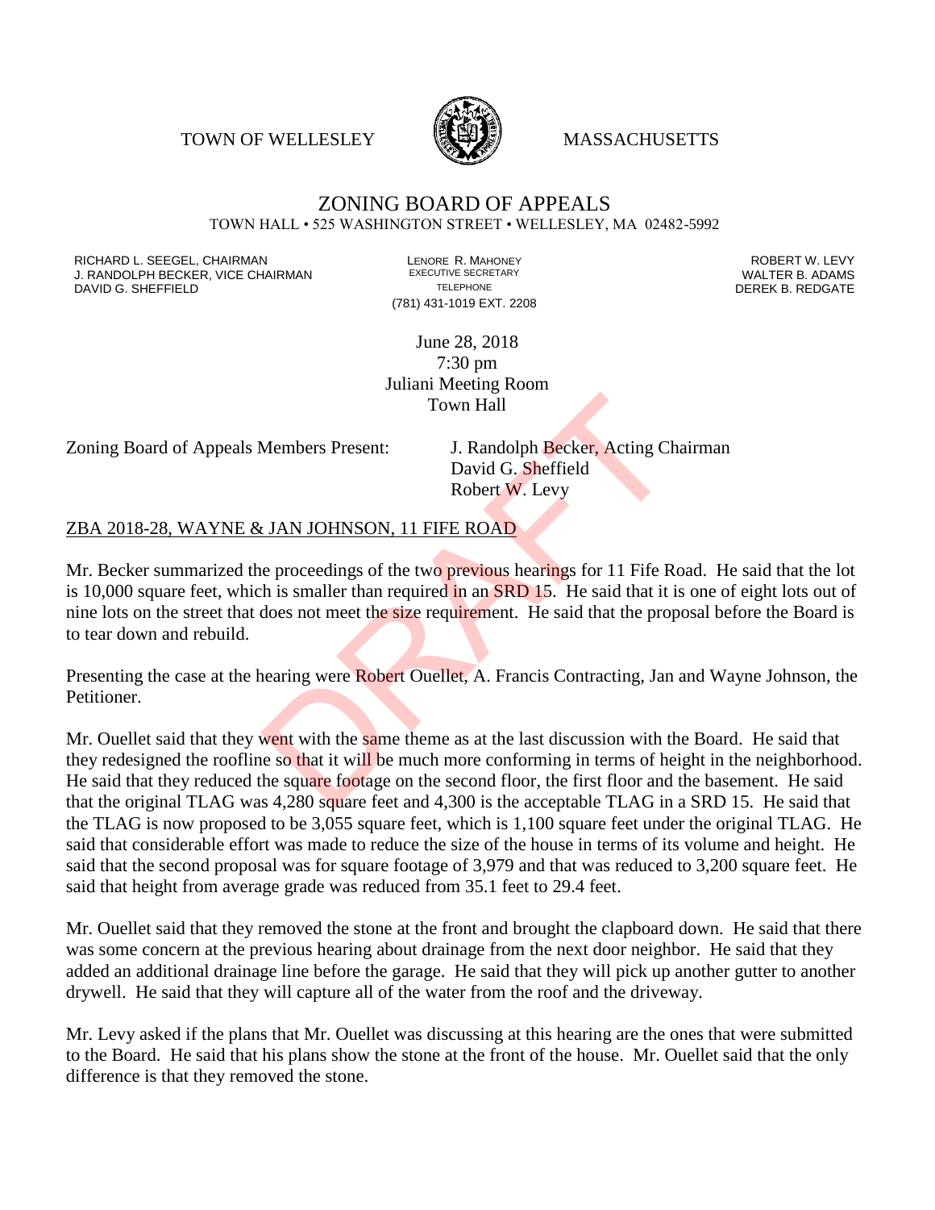TOWN OF WELLESLEY MASSACHUSETTS

# ZONING BOARD OF APPEALS

TOWN HALL • 525 WASHINGTON STREET • WELLESLEY, MA 02482-5992

RICHARD L. SEEGEL, CHAIRMAN
J. RANDOLPH BECKER, VICE CHAIRMAN
DAVID G. SHEFFIELD

LENORE R. MAHONEY
EXECUTIVE SECRETARY
TELEPHONE
(781) 431-1019 EXT. 2208

ROBERT W. LEVY
WALTER B. ADAMS
DEREK B. REDGATE

June 28, 2018
7:30 pm
Juliani Meeting Room
Town Hall

Zoning Board of Appeals Members Present: J. Randolph Becker, Acting Chairman
David G. Sheffield
Robert W. Levy

ZBA 2018-28, WAYNE & JAN JOHNSON, 11 FIFE ROAD

Mr. Becker summarized the proceedings of the two previous hearings for 11 Fife Road. He said that the lot is 10,000 square feet, which is smaller than required in an SRD 15. He said that it is one of eight lots out of nine lots on the street that does not meet the size requirement. He said that the proposal before the Board is to tear down and rebuild.

Presenting the case at the hearing were Robert Ouellet, A. Francis Contracting, Jan and Wayne Johnson, the Petitioner.

Mr. Ouellet said that they went with the same theme as at the last discussion with the Board. He said that they redesigned the roofline so that it will be much more conforming in terms of height in the neighborhood. He said that they reduced the square footage on the second floor, the first floor and the basement. He said that the original TLAG was 4,280 square feet and 4,300 is the acceptable TLAG in a SRD 15. He said that the TLAG is now proposed to be 3,055 square feet, which is 1,100 square feet under the original TLAG. He said that considerable effort was made to reduce the size of the house in terms of its volume and height. He said that the second proposal was for square footage of 3,979 and that was reduced to 3,200 square feet. He said that height from average grade was reduced from 35.1 feet to 29.4 feet.

Mr. Ouellet said that they removed the stone at the front and brought the clapboard down. He said that there was some concern at the previous hearing about drainage from the next door neighbor. He said that they added an additional drainage line before the garage. He said that they will pick up another gutter to another drywell. He said that they will capture all of the water from the roof and the driveway.

Mr. Levy asked if the plans that Mr. Ouellet was discussing at this hearing are the ones that were submitted to the Board. He said that his plans show the stone at the front of the house. Mr. Ouellet said that the only difference is that they removed the stone.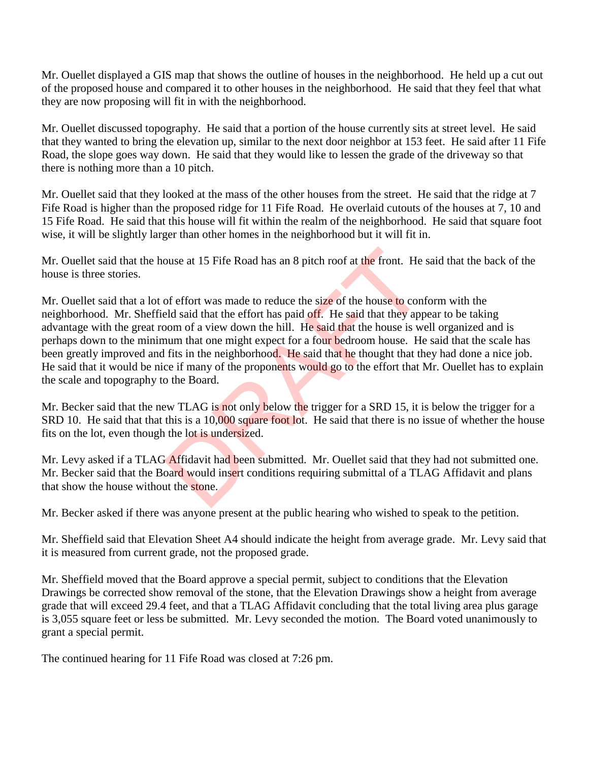Mr. Ouellet displayed a GIS map that shows the outline of houses in the neighborhood. He held up a cut out of the proposed house and compared it to other houses in the neighborhood. He said that they feel that what they are now proposing will fit in with the neighborhood.

Mr. Ouellet discussed topography. He said that a portion of the house currently sits at street level. He said that they wanted to bring the elevation up, similar to the next door neighbor at 153 feet. He said after 11 Fife Road, the slope goes way down. He said that they would like to lessen the grade of the driveway so that there is nothing more than a 10 pitch.

Mr. Ouellet said that they looked at the mass of the other houses from the street. He said that the ridge at 7 Fife Road is higher than the proposed ridge for 11 Fife Road. He overlaid cutouts of the houses at 7, 10 and 15 Fife Road. He said that this house will fit within the realm of the neighborhood. He said that square foot wise, it will be slightly larger than other homes in the neighborhood but it will fit in.

Mr. Ouellet said that the house at 15 Fife Road has an 8 pitch roof at the front. He said that the back of the house is three stories.

Mr. Ouellet said that a lot of effort was made to reduce the size of the house to conform with the neighborhood. Mr. Sheffield said that the effort has paid off. He said that they appear to be taking advantage with the great room of a view down the hill. He said that the house is well organized and is perhaps down to the minimum that one might expect for a four bedroom house. He said that the scale has been greatly improved and fits in the neighborhood. He said that he thought that they had done a nice job. He said that it would be nice if many of the proponents would go to the effort that Mr. Ouellet has to explain the scale and topography to the Board.

Mr. Becker said that the new TLAG is not only below the trigger for a SRD 15, it is below the trigger for a SRD 10. He said that that this is a 10,000 square foot lot. He said that there is no issue of whether the house fits on the lot, even though the lot is undersized.

Mr. Levy asked if a TLAG Affidavit had been submitted. Mr. Ouellet said that they had not submitted one. Mr. Becker said that the Board would insert conditions requiring submittal of a TLAG Affidavit and plans that show the house without the stone.

Mr. Becker asked if there was anyone present at the public hearing who wished to speak to the petition.

Mr. Sheffield said that Elevation Sheet A4 should indicate the height from average grade. Mr. Levy said that it is measured from current grade, not the proposed grade.

Mr. Sheffield moved that the Board approve a special permit, subject to conditions that the Elevation Drawings be corrected show removal of the stone, that the Elevation Drawings show a height from average grade that will exceed 29.4 feet, and that a TLAG Affidavit concluding that the total living area plus garage is 3,055 square feet or less be submitted. Mr. Levy seconded the motion. The Board voted unanimously to grant a special permit.

The continued hearing for 11 Fife Road was closed at 7:26 pm.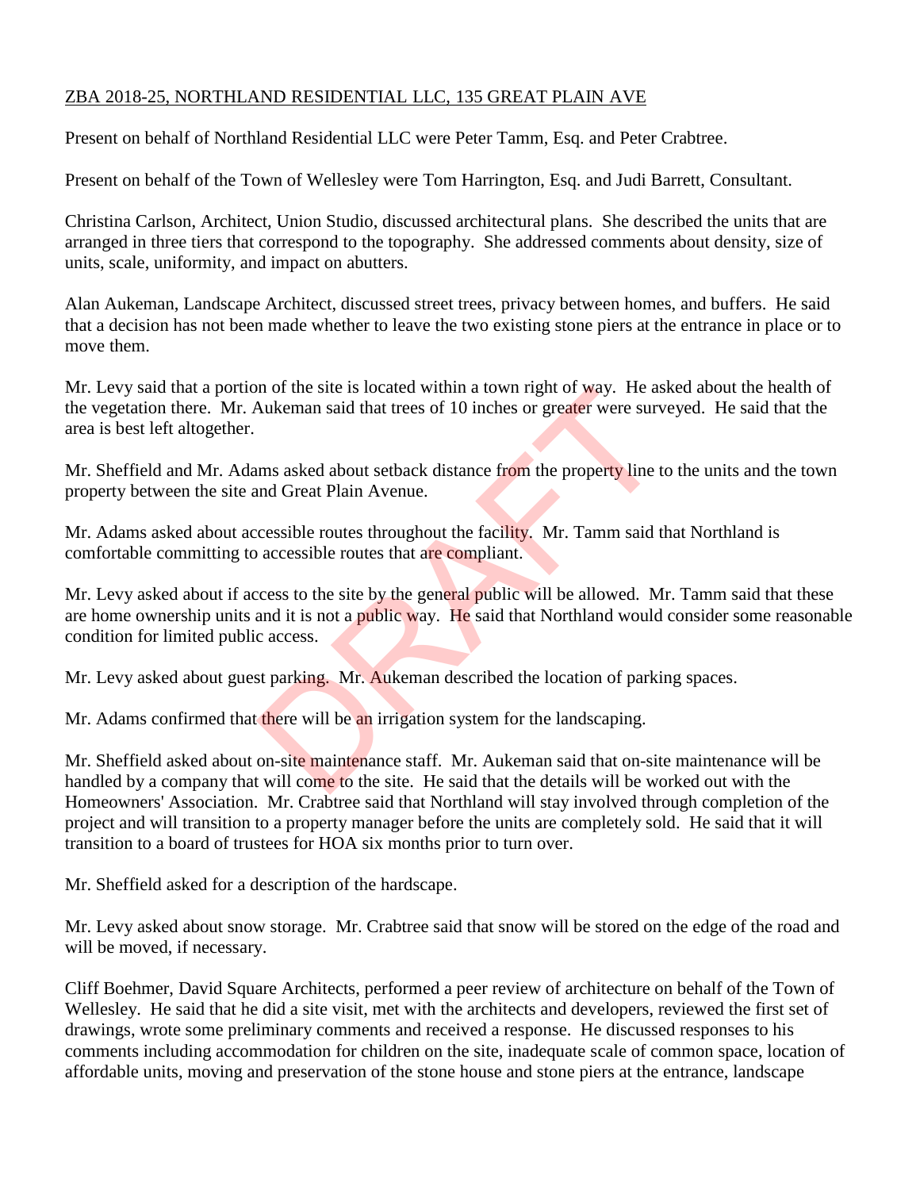ZBA 2018-25, NORTHLAND RESIDENTIAL LLC, 135 GREAT PLAIN AVE

Present on behalf of Northland Residential LLC were Peter Tamm, Esq. and Peter Crabtree.

Present on behalf of the Town of Wellesley were Tom Harrington, Esq. and Judi Barrett, Consultant.

Christina Carlson, Architect, Union Studio, discussed architectural plans. She described the units that are arranged in three tiers that correspond to the topography. She addressed comments about density, size of units, scale, uniformity, and impact on abutters.

Alan Aukeman, Landscape Architect, discussed street trees, privacy between homes, and buffers. He said that a decision has not been made whether to leave the two existing stone piers at the entrance in place or to move them.

Mr. Levy said that a portion of the site is located within a town right of way. He asked about the health of the vegetation there. Mr. Aukeman said that trees of 10 inches or greater were surveyed. He said that the area is best left altogether.

Mr. Sheffield and Mr. Adams asked about setback distance from the property line to the units and the town property between the site and Great Plain Avenue.

Mr. Adams asked about accessible routes throughout the facility. Mr. Tamm said that Northland is comfortable committing to accessible routes that are compliant.

Mr. Levy asked about if access to the site by the general public will be allowed. Mr. Tamm said that these are home ownership units and it is not a public way. He said that Northland would consider some reasonable condition for limited public access.

Mr. Levy asked about guest parking. Mr. Aukeman described the location of parking spaces.

Mr. Adams confirmed that there will be an irrigation system for the landscaping.

Mr. Sheffield asked about on-site maintenance staff. Mr. Aukeman said that on-site maintenance will be handled by a company that will come to the site. He said that the details will be worked out with the Homeowners' Association. Mr. Crabtree said that Northland will stay involved through completion of the project and will transition to a property manager before the units are completely sold. He said that it will transition to a board of trustees for HOA six months prior to turn over.

Mr. Sheffield asked for a description of the hardscape.

Mr. Levy asked about snow storage. Mr. Crabtree said that snow will be stored on the edge of the road and will be moved, if necessary.

Cliff Boehmer, David Square Architects, performed a peer review of architecture on behalf of the Town of Wellesley. He said that he did a site visit, met with the architects and developers, reviewed the first set of drawings, wrote some preliminary comments and received a response. He discussed responses to his comments including accommodation for children on the site, inadequate scale of common space, location of affordable units, moving and preservation of the stone house and stone piers at the entrance, landscape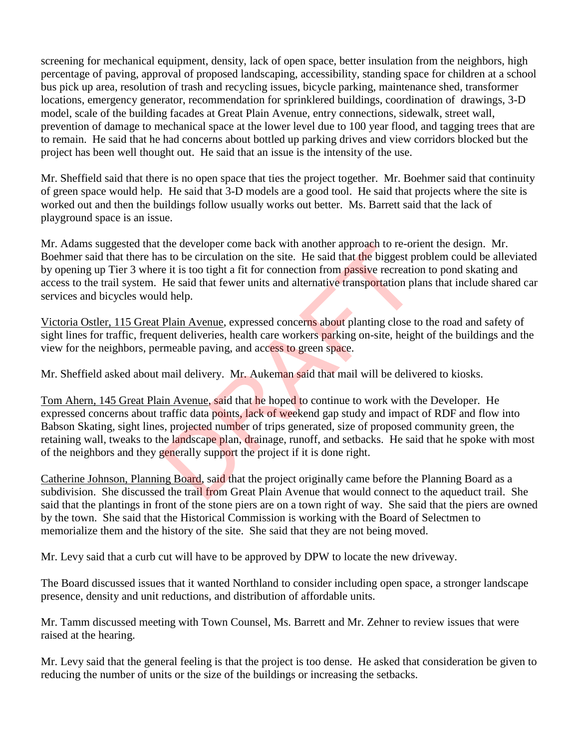screening for mechanical equipment, density, lack of open space, better insulation from the neighbors, high percentage of paving, approval of proposed landscaping, accessibility, standing space for children at a school bus pick up area, resolution of trash and recycling issues, bicycle parking, maintenance shed, transformer locations, emergency generator, recommendation for sprinklered buildings, coordination of drawings, 3-D model, scale of the building facades at Great Plain Avenue, entry connections, sidewalk, street wall, prevention of damage to mechanical space at the lower level due to 100 year flood, and tagging trees that are to remain. He said that he had concerns about bottled up parking drives and view corridors blocked but the project has been well thought out. He said that an issue is the intensity of the use.

Mr. Sheffield said that there is no open space that ties the project together. Mr. Boehmer said that continuity of green space would help. He said that 3-D models are a good tool. He said that projects where the site is worked out and then the buildings follow usually works out better. Ms. Barrett said that the lack of playground space is an issue.

Mr. Adams suggested that the developer come back with another approach to re-orient the design. Mr. Boehmer said that there has to be circulation on the site. He said that the biggest problem could be alleviated by opening up Tier 3 where it is too tight a fit for connection from passive recreation to pond skating and access to the trail system. He said that fewer units and alternative transportation plans that include shared car services and bicycles would help.

Victoria Ostler, 115 Great Plain Avenue, expressed concerns about planting close to the road and safety of sight lines for traffic, frequent deliveries, health care workers parking on-site, height of the buildings and the view for the neighbors, permeable paving, and access to green space.

Mr. Sheffield asked about mail delivery. Mr. Aukeman said that mail will be delivered to kiosks.

Tom Ahern, 145 Great Plain Avenue, said that he hoped to continue to work with the Developer. He expressed concerns about traffic data points, lack of weekend gap study and impact of RDF and flow into Babson Skating, sight lines, projected number of trips generated, size of proposed community green, the retaining wall, tweaks to the landscape plan, drainage, runoff, and setbacks. He said that he spoke with most of the neighbors and they generally support the project if it is done right.

Catherine Johnson, Planning Board, said that the project originally came before the Planning Board as a subdivision. She discussed the trail from Great Plain Avenue that would connect to the aqueduct trail. She said that the plantings in front of the stone piers are on a town right of way. She said that the piers are owned by the town. She said that the Historical Commission is working with the Board of Selectmen to memorialize them and the history of the site. She said that they are not being moved.

Mr. Levy said that a curb cut will have to be approved by DPW to locate the new driveway.

The Board discussed issues that it wanted Northland to consider including open space, a stronger landscape presence, density and unit reductions, and distribution of affordable units.

Mr. Tamm discussed meeting with Town Counsel, Ms. Barrett and Mr. Zehner to review issues that were raised at the hearing.

Mr. Levy said that the general feeling is that the project is too dense. He asked that consideration be given to reducing the number of units or the size of the buildings or increasing the setbacks.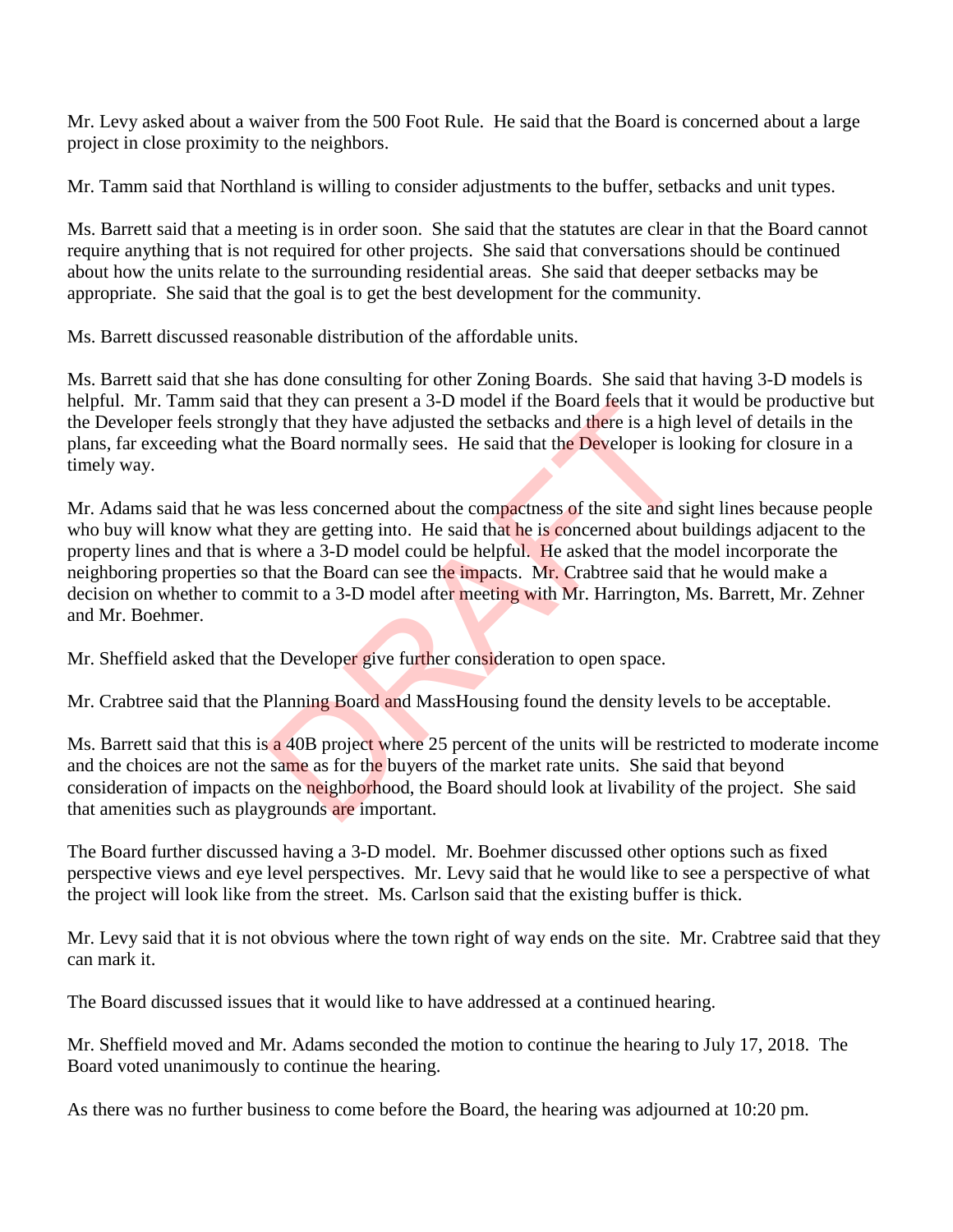Mr. Levy asked about a waiver from the 500 Foot Rule. He said that the Board is concerned about a large project in close proximity to the neighbors.

Mr. Tamm said that Northland is willing to consider adjustments to the buffer, setbacks and unit types.

Ms. Barrett said that a meeting is in order soon. She said that the statutes are clear in that the Board cannot require anything that is not required for other projects. She said that conversations should be continued about how the units relate to the surrounding residential areas. She said that deeper setbacks may be appropriate. She said that the goal is to get the best development for the community.

Ms. Barrett discussed reasonable distribution of the affordable units.

Ms. Barrett said that she has done consulting for other Zoning Boards. She said that having 3-D models is helpful. Mr. Tamm said that they can present a 3-D model if the Board feels that it would be productive but the Developer feels strongly that they have adjusted the setbacks and there is a high level of details in the plans, far exceeding what the Board normally sees. He said that the Developer is looking for closure in a timely way.

Mr. Adams said that he was less concerned about the compactness of the site and sight lines because people who buy will know what they are getting into. He said that he is concerned about buildings adjacent to the property lines and that is where a 3-D model could be helpful. He asked that the model incorporate the neighboring properties so that the Board can see the impacts. Mr. Crabtree said that he would make a decision on whether to commit to a 3-D model after meeting with Mr. Harrington, Ms. Barrett, Mr. Zehner and Mr. Boehmer.

Mr. Sheffield asked that the Developer give further consideration to open space.

Mr. Crabtree said that the Planning Board and MassHousing found the density levels to be acceptable.

Ms. Barrett said that this is a 40B project where 25 percent of the units will be restricted to moderate income and the choices are not the same as for the buyers of the market rate units. She said that beyond consideration of impacts on the neighborhood, the Board should look at livability of the project. She said that amenities such as playgrounds are important.

The Board further discussed having a 3-D model. Mr. Boehmer discussed other options such as fixed perspective views and eye level perspectives. Mr. Levy said that he would like to see a perspective of what the project will look like from the street. Ms. Carlson said that the existing buffer is thick.

Mr. Levy said that it is not obvious where the town right of way ends on the site. Mr. Crabtree said that they can mark it.

The Board discussed issues that it would like to have addressed at a continued hearing.

Mr. Sheffield moved and Mr. Adams seconded the motion to continue the hearing to July 17, 2018. The Board voted unanimously to continue the hearing.

As there was no further business to come before the Board, the hearing was adjourned at 10:20 pm.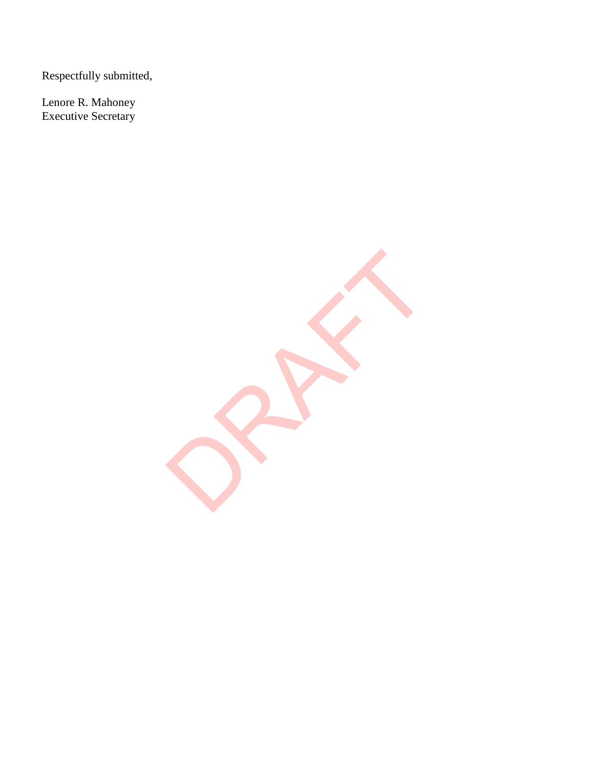Respectfully submitted,

Lenore R. Mahoney
Executive Secretary

DRAFT